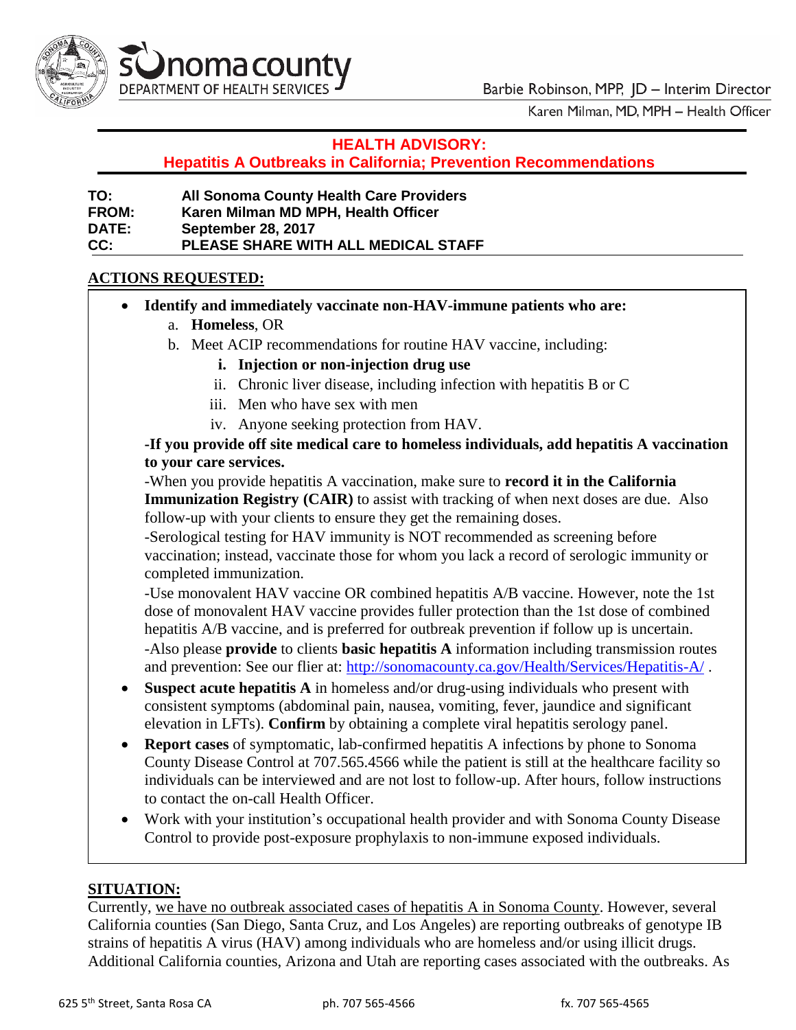**Sonoma County Department of Health Services**

Barbie Robinson, MPP, JD – Interim Director

Karen Milman, MD, MPH – Health Officer

## HEALTH ADVISORY:
## Hepatitis A Outbreaks in California; Prevention Recommendations

**TO:** All Sonoma County Health Care Providers
**FROM:** Karen Milman MD MPH, Health Officer
**DATE:** September 28, 2017
**CC:** PLEASE SHARE WITH ALL MEDICAL STAFF

### ACTIONS REQUESTED:

- **Identify and immediately vaccinate non-HAV-immune patients who are:**
  a. **Homeless**, OR
  b. Meet ACIP recommendations for routine HAV vaccine, including:
     i. **Injection or non-injection drug use**
     ii. Chronic liver disease, including infection with hepatitis B or C
     iii. Men who have sex with men
     iv. Anyone seeking protection from HAV.

  **-If you provide off site medical care to homeless individuals, add hepatitis A vaccination to your care services.**

  -When you provide hepatitis A vaccination, make sure to **record it in the California Immunization Registry (CAIR)** to assist with tracking of when next doses are due. Also follow-up with your clients to ensure they get the remaining doses.

  -Serological testing for HAV immunity is NOT recommended as screening before vaccination; instead, vaccinate those for whom you lack a record of serologic immunity or completed immunization.

  -Use monovalent HAV vaccine OR combined hepatitis A/B vaccine. However, note the 1st dose of monovalent HAV vaccine provides fuller protection than the 1st dose of combined hepatitis A/B vaccine, and is preferred for outbreak prevention if follow up is uncertain.

  -Also please **provide** to clients **basic hepatitis A** information including transmission routes and prevention: See our flier at: http://sonomacounty.ca.gov/Health/Services/Hepatitis-A/ .
- **Suspect acute hepatitis A** in homeless and/or drug-using individuals who present with consistent symptoms (abdominal pain, nausea, vomiting, fever, jaundice and significant elevation in LFTs). **Confirm** by obtaining a complete viral hepatitis serology panel.
- **Report cases** of symptomatic, lab-confirmed hepatitis A infections by phone to Sonoma County Disease Control at 707.565.4566 while the patient is still at the healthcare facility so individuals can be interviewed and are not lost to follow-up. After hours, follow instructions to contact the on-call Health Officer.
- Work with your institution's occupational health provider and with Sonoma County Disease Control to provide post-exposure prophylaxis to non-immune exposed individuals.

### SITUATION:

Currently, we have no outbreak associated cases of hepatitis A in Sonoma County. However, several California counties (San Diego, Santa Cruz, and Los Angeles) are reporting outbreaks of genotype IB strains of hepatitis A virus (HAV) among individuals who are homeless and/or using illicit drugs. Additional California counties, Arizona and Utah are reporting cases associated with the outbreaks. As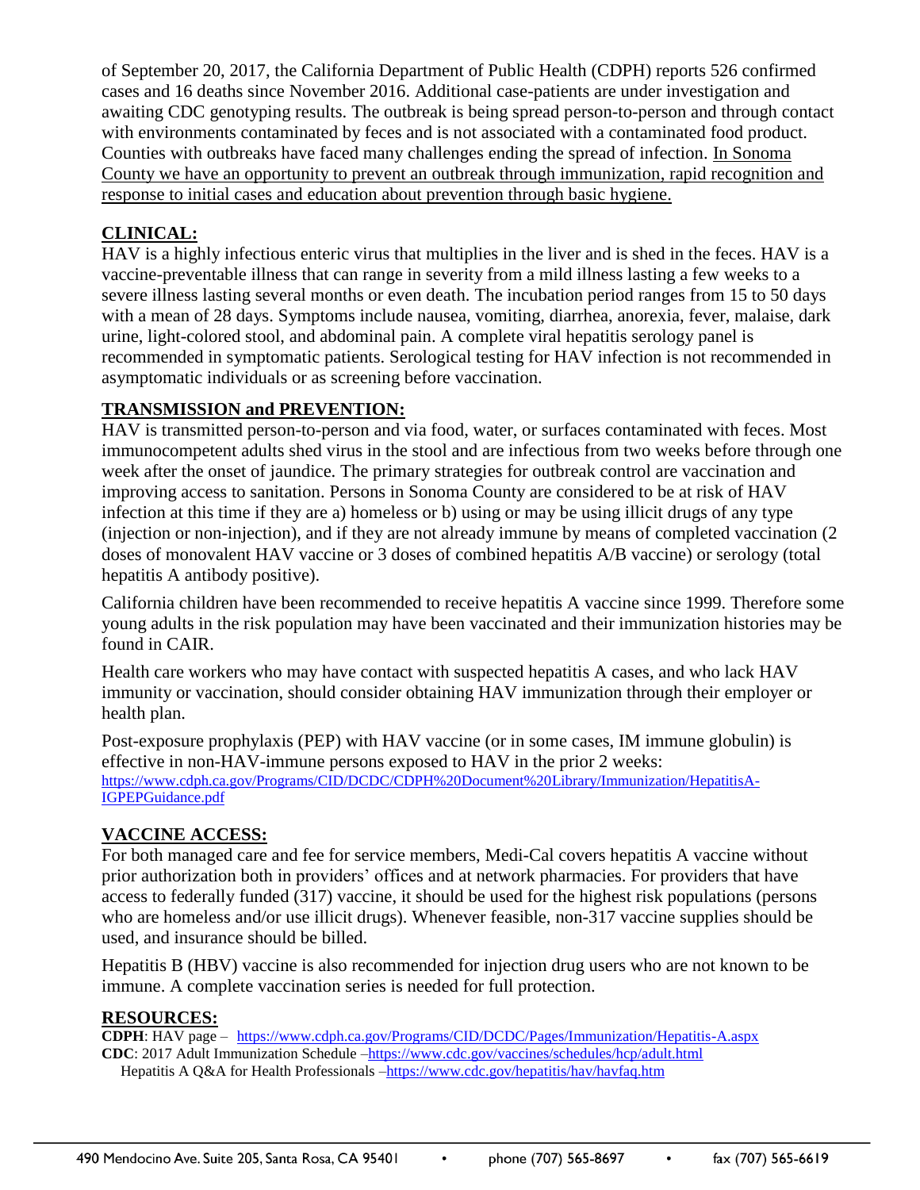of September 20, 2017, the California Department of Public Health (CDPH) reports 526 confirmed cases and 16 deaths since November 2016. Additional case-patients are under investigation and awaiting CDC genotyping results. The outbreak is being spread person-to-person and through contact with environments contaminated by feces and is not associated with a contaminated food product. Counties with outbreaks have faced many challenges ending the spread of infection. In Sonoma County we have an opportunity to prevent an outbreak through immunization, rapid recognition and response to initial cases and education about prevention through basic hygiene.

## CLINICAL:

HAV is a highly infectious enteric virus that multiplies in the liver and is shed in the feces. HAV is a vaccine-preventable illness that can range in severity from a mild illness lasting a few weeks to a severe illness lasting several months or even death. The incubation period ranges from 15 to 50 days with a mean of 28 days. Symptoms include nausea, vomiting, diarrhea, anorexia, fever, malaise, dark urine, light-colored stool, and abdominal pain. A complete viral hepatitis serology panel is recommended in symptomatic patients. Serological testing for HAV infection is not recommended in asymptomatic individuals or as screening before vaccination.

## TRANSMISSION and PREVENTION:

HAV is transmitted person-to-person and via food, water, or surfaces contaminated with feces. Most immunocompetent adults shed virus in the stool and are infectious from two weeks before through one week after the onset of jaundice. The primary strategies for outbreak control are vaccination and improving access to sanitation. Persons in Sonoma County are considered to be at risk of HAV infection at this time if they are a) homeless or b) using or may be using illicit drugs of any type (injection or non-injection), and if they are not already immune by means of completed vaccination (2 doses of monovalent HAV vaccine or 3 doses of combined hepatitis A/B vaccine) or serology (total hepatitis A antibody positive).

California children have been recommended to receive hepatitis A vaccine since 1999. Therefore some young adults in the risk population may have been vaccinated and their immunization histories may be found in CAIR.

Health care workers who may have contact with suspected hepatitis A cases, and who lack HAV immunity or vaccination, should consider obtaining HAV immunization through their employer or health plan.

Post-exposure prophylaxis (PEP) with HAV vaccine (or in some cases, IM immune globulin) is effective in non-HAV-immune persons exposed to HAV in the prior 2 weeks: https://www.cdph.ca.gov/Programs/CID/DCDC/CDPH%20Document%20Library/Immunization/HepatitisA-IGPEPGuidance.pdf

## VACCINE ACCESS:

For both managed care and fee for service members, Medi-Cal covers hepatitis A vaccine without prior authorization both in providers' offices and at network pharmacies. For providers that have access to federally funded (317) vaccine, it should be used for the highest risk populations (persons who are homeless and/or use illicit drugs). Whenever feasible, non-317 vaccine supplies should be used, and insurance should be billed.

Hepatitis B (HBV) vaccine is also recommended for injection drug users who are not known to be immune. A complete vaccination series is needed for full protection.

## RESOURCES:

**CDPH**: HAV page – https://www.cdph.ca.gov/Programs/CID/DCDC/Pages/Immunization/Hepatitis-A.aspx
**CDC**: 2017 Adult Immunization Schedule –https://www.cdc.gov/vaccines/schedules/hcp/adult.html
Hepatitis A Q&A for Health Professionals –https://www.cdc.gov/hepatitis/hav/havfaq.htm

490 Mendocino Ave. Suite 205, Santa Rosa, CA 95401 • phone (707) 565-8697 • fax (707) 565-6619